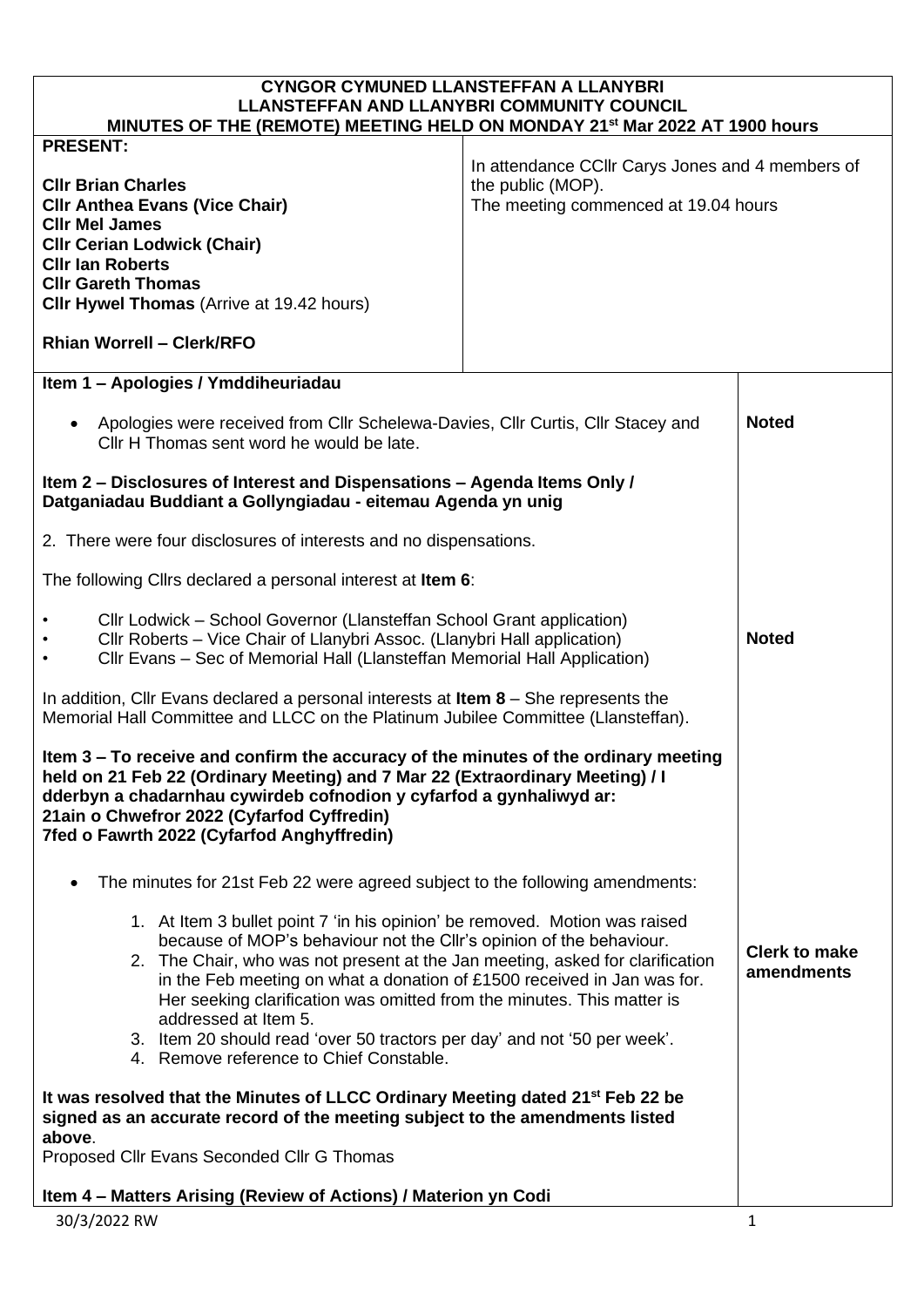**CYNGOR CYMUNED LLANSTEFFAN A LLANYBRI**
**LLANSTEFFAN AND LLANYBRI COMMUNITY COUNCIL**
**MINUTES OF THE (REMOTE) MEETING HELD ON MONDAY 21st Mar 2022 AT 1900 hours**

| **PRESENT:** | |
|---|---|
| **Cllr Brian Charles**<br>**Cllr Anthea Evans (Vice Chair)**<br>**Cllr Mel James**<br>**Cllr Cerian Lodwick (Chair)**<br>**Cllr Ian Roberts**<br>**Cllr Gareth Thomas**<br>**Cllr Hywel Thomas** (Arrive at 19.42 hours)<br><br>**Rhian Worrell – Clerk/RFO** | In attendance CCllr Carys Jones and 4 members of the public (MOP).<br>The meeting commenced at 19.04 hours |

**Item 1 – Apologies / Ymddiheuriadau**

- Apologies were received from Cllr Schelewa-Davies, Cllr Curtis, Cllr Stacey and Cllr H Thomas sent word he would be late. — **Noted**

**Item 2 – Disclosures of Interest and Dispensations – Agenda Items Only / Datganiadau Buddiant a Gollyngiadau - eitemau Agenda yn unig**

2. There were four disclosures of interests and no dispensations.

The following Cllrs declared a personal interest at **Item 6**:

- Cllr Lodwick – School Governor (Llansteffan School Grant application)
- Cllr Roberts – Vice Chair of Llanybri Assoc. (Llanybri Hall application)
- Cllr Evans – Sec of Memorial Hall (Llansteffan Memorial Hall Application)

**Noted**

In addition, Cllr Evans declared a personal interests at **Item 8** – She represents the Memorial Hall Committee and LLCC on the Platinum Jubilee Committee (Llansteffan).

**Item 3 – To receive and confirm the accuracy of the minutes of the ordinary meeting held on 21 Feb 22 (Ordinary Meeting) and 7 Mar 22 (Extraordinary Meeting) / I dderbyn a chadarnhau cywirdeb cofnodion y cyfarfod a gynhaliwyd ar:**
**21ain o Chwefror 2022 (Cyfarfod Cyffredin)**
**7fed o Fawrth 2022 (Cyfarfod Anghyffredin)**

- The minutes for 21st Feb 22 were agreed subject to the following amendments:

  1. At Item 3 bullet point 7 'in his opinion' be removed. Motion was raised because of MOP's behaviour not the Cllr's opinion of the behaviour.
  2. The Chair, who was not present at the Jan meeting, asked for clarification in the Feb meeting on what a donation of £1500 received in Jan was for. Her seeking clarification was omitted from the minutes. This matter is addressed at Item 5.
  3. Item 20 should read 'over 50 tractors per day' and not '50 per week'.
  4. Remove reference to Chief Constable.

**Clerk to make amendments**

**It was resolved that the Minutes of LLCC Ordinary Meeting dated 21st Feb 22 be signed as an accurate record of the meeting subject to the amendments listed above**.
Proposed Cllr Evans Seconded Cllr G Thomas

**Item 4 – Matters Arising (Review of Actions) / Materion yn Codi**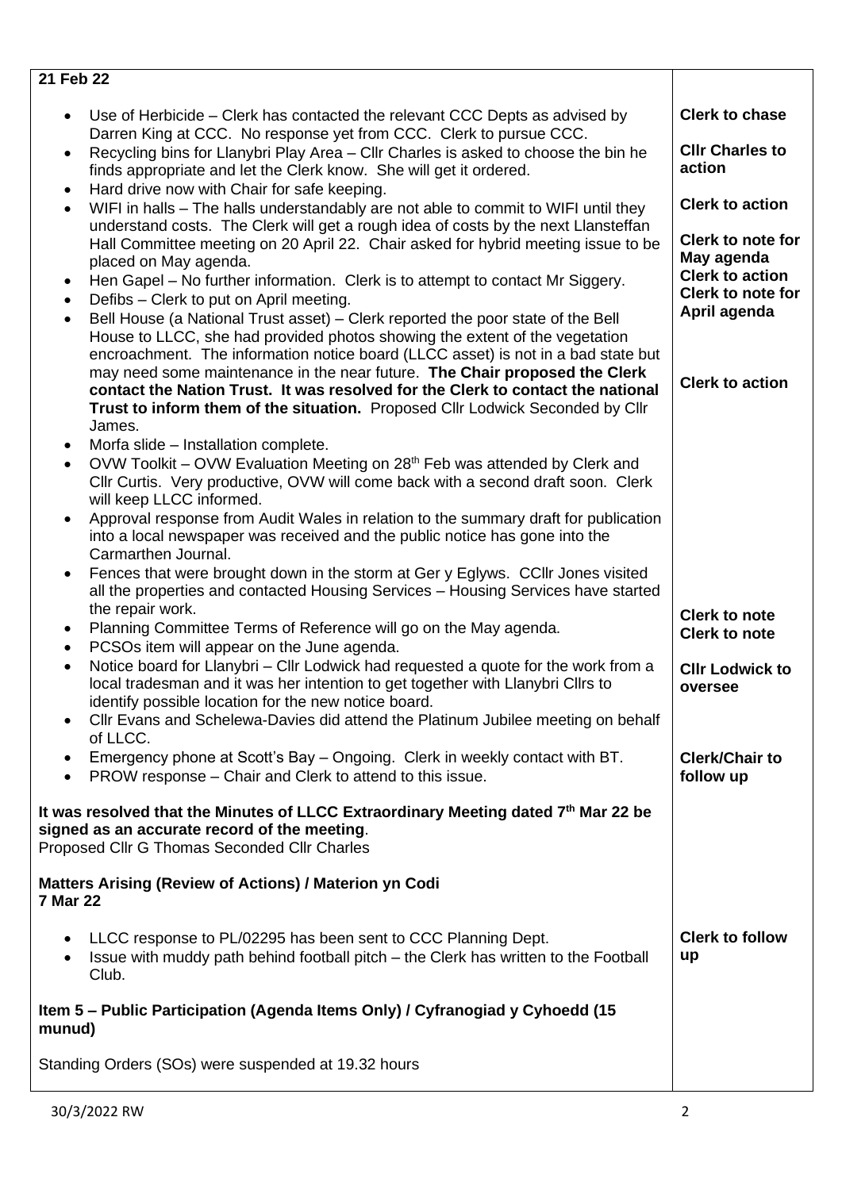| | |
|---|---|
| **21 Feb 22** | |
| • Use of Herbicide – Clerk has contacted the relevant CCC Depts as advised by Darren King at CCC. No response yet from CCC. Clerk to pursue CCC. | **Clerk to chase** |
| • Recycling bins for Llanybri Play Area – Cllr Charles is asked to choose the bin he finds appropriate and let the Clerk know. She will get it ordered. | **Cllr Charles to action** |
| • Hard drive now with Chair for safe keeping. | |
| • WIFI in halls – The halls understandably are not able to commit to WIFI until they understand costs. The Clerk will get a rough idea of costs by the next Llansteffan Hall Committee meeting on 20 April 22. Chair asked for hybrid meeting issue to be placed on May agenda. | **Clerk to action** <br> **Clerk to note for May agenda** |
| • Hen Gapel – No further information. Clerk is to attempt to contact Mr Siggery. | **Clerk to action** |
| • Defibs – Clerk to put on April meeting. | **Clerk to note for April agenda** |
| • Bell House (a National Trust asset) – Clerk reported the poor state of the Bell House to LLCC, she had provided photos showing the extent of the vegetation encroachment. The information notice board (LLCC asset) is not in a bad state but may need some maintenance in the near future. **The Chair proposed the Clerk contact the Nation Trust. It was resolved for the Clerk to contact the national Trust to inform them of the situation.** Proposed Cllr Lodwick Seconded by Cllr James. | **Clerk to action** |
| • Morfa slide – Installation complete. | |
| • OVW Toolkit – OVW Evaluation Meeting on 28th Feb was attended by Clerk and Cllr Curtis. Very productive, OVW will come back with a second draft soon. Clerk will keep LLCC informed. | |
| • Approval response from Audit Wales in relation to the summary draft for publication into a local newspaper was received and the public notice has gone into the Carmarthen Journal. | |
| • Fences that were brought down in the storm at Ger y Eglyws. CCllr Jones visited all the properties and contacted Housing Services – Housing Services have started the repair work. | |
| • Planning Committee Terms of Reference will go on the May agenda. | **Clerk to note** |
| • PCSOs item will appear on the June agenda. | **Clerk to note** |
| • Notice board for Llanybri – Cllr Lodwick had requested a quote for the work from a local tradesman and it was her intention to get together with Llanybri Cllrs to identify possible location for the new notice board. | **Cllr Lodwick to oversee** |
| • Cllr Evans and Schelewa-Davies did attend the Platinum Jubilee meeting on behalf of LLCC. | |
| • Emergency phone at Scott's Bay – Ongoing. Clerk in weekly contact with BT. | **Clerk/Chair to follow up** |
| • PROW response – Chair and Clerk to attend to this issue. | |
| **It was resolved that the Minutes of LLCC Extraordinary Meeting dated 7th Mar 22 be signed as an accurate record of the meeting**. <br> Proposed Cllr G Thomas Seconded Cllr Charles | |
| **Matters Arising (Review of Actions) / Materion yn Codi** <br> **7 Mar 22** | |
| • LLCC response to PL/02295 has been sent to CCC Planning Dept. | **Clerk to follow up** |
| • Issue with muddy path behind football pitch – the Clerk has written to the Football Club. | |
| **Item 5 – Public Participation (Agenda Items Only) / Cyfranogiad y Cyhoedd (15 munud)** | |
| Standing Orders (SOs) were suspended at 19.32 hours | |

30/3/2022 RW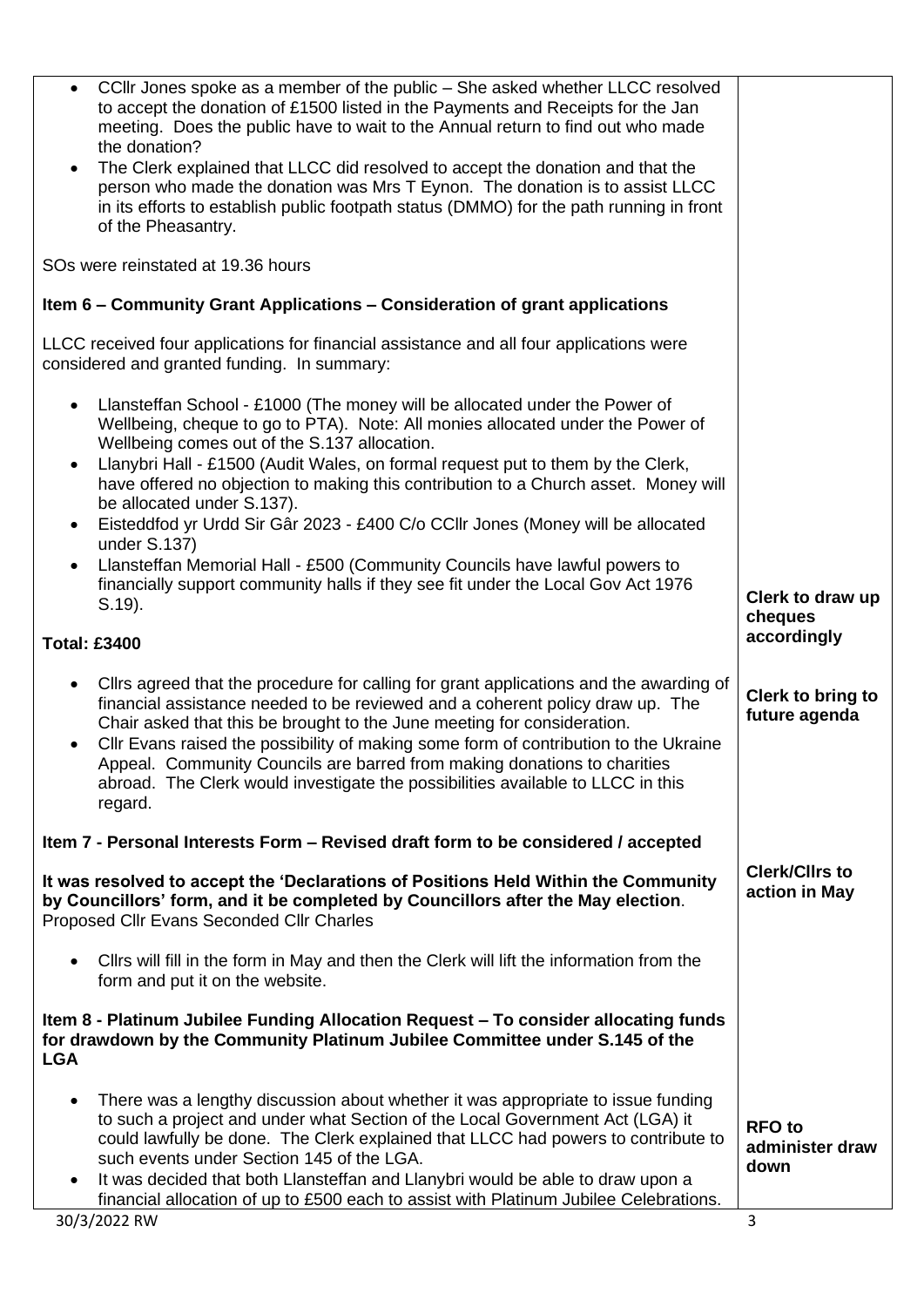| | |
|---|---|
| • CCllr Jones spoke as a member of the public – She asked whether LLCC resolved to accept the donation of £1500 listed in the Payments and Receipts for the Jan meeting. Does the public have to wait to the Annual return to find out who made the donation?<br>• The Clerk explained that LLCC did resolved to accept the donation and that the person who made the donation was Mrs T Eynon. The donation is to assist LLCC in its efforts to establish public footpath status (DMMO) for the path running in front of the Pheasantry.<br><br>SOs were reinstated at 19.36 hours | |
| **Item 6 – Community Grant Applications – Consideration of grant applications**<br><br>LLCC received four applications for financial assistance and all four applications were considered and granted funding. In summary:<br><br>• Llansteffan School - £1000 (The money will be allocated under the Power of Wellbeing, cheque to go to PTA). Note: All monies allocated under the Power of Wellbeing comes out of the S.137 allocation.<br>• Llanybri Hall - £1500 (Audit Wales, on formal request put to them by the Clerk, have offered no objection to making this contribution to a Church asset. Money will be allocated under S.137).<br>• Eisteddfod yr Urdd Sir Gâr 2023 - £400 C/o CCllr Jones (Money will be allocated under S.137)<br>• Llansteffan Memorial Hall - £500 (Community Councils have lawful powers to financially support community halls if they see fit under the Local Gov Act 1976 S.19).<br><br>**Total: £3400** | **Clerk to draw up cheques accordingly** |
| • Cllrs agreed that the procedure for calling for grant applications and the awarding of financial assistance needed to be reviewed and a coherent policy draw up. The Chair asked that this be brought to the June meeting for consideration.<br>• Cllr Evans raised the possibility of making some form of contribution to the Ukraine Appeal. Community Councils are barred from making donations to charities abroad. The Clerk would investigate the possibilities available to LLCC in this regard. | **Clerk to bring to future agenda** |
| **Item 7 - Personal Interests Form – Revised draft form to be considered / accepted**<br><br>**It was resolved to accept the 'Declarations of Positions Held Within the Community by Councillors' form, and it be completed by Councillors after the May election**. Proposed Cllr Evans Seconded Cllr Charles<br><br>• Cllrs will fill in the form in May and then the Clerk will lift the information from the form and put it on the website. | **Clerk/Cllrs to action in May** |
| **Item 8 - Platinum Jubilee Funding Allocation Request – To consider allocating funds for drawdown by the Community Platinum Jubilee Committee under S.145 of the LGA**<br><br>• There was a lengthy discussion about whether it was appropriate to issue funding to such a project and under what Section of the Local Government Act (LGA) it could lawfully be done. The Clerk explained that LLCC had powers to contribute to such events under Section 145 of the LGA.<br>• It was decided that both Llansteffan and Llanybri would be able to draw upon a financial allocation of up to £500 each to assist with Platinum Jubilee Celebrations. | **RFO to administer draw down** |

30/3/2022 RW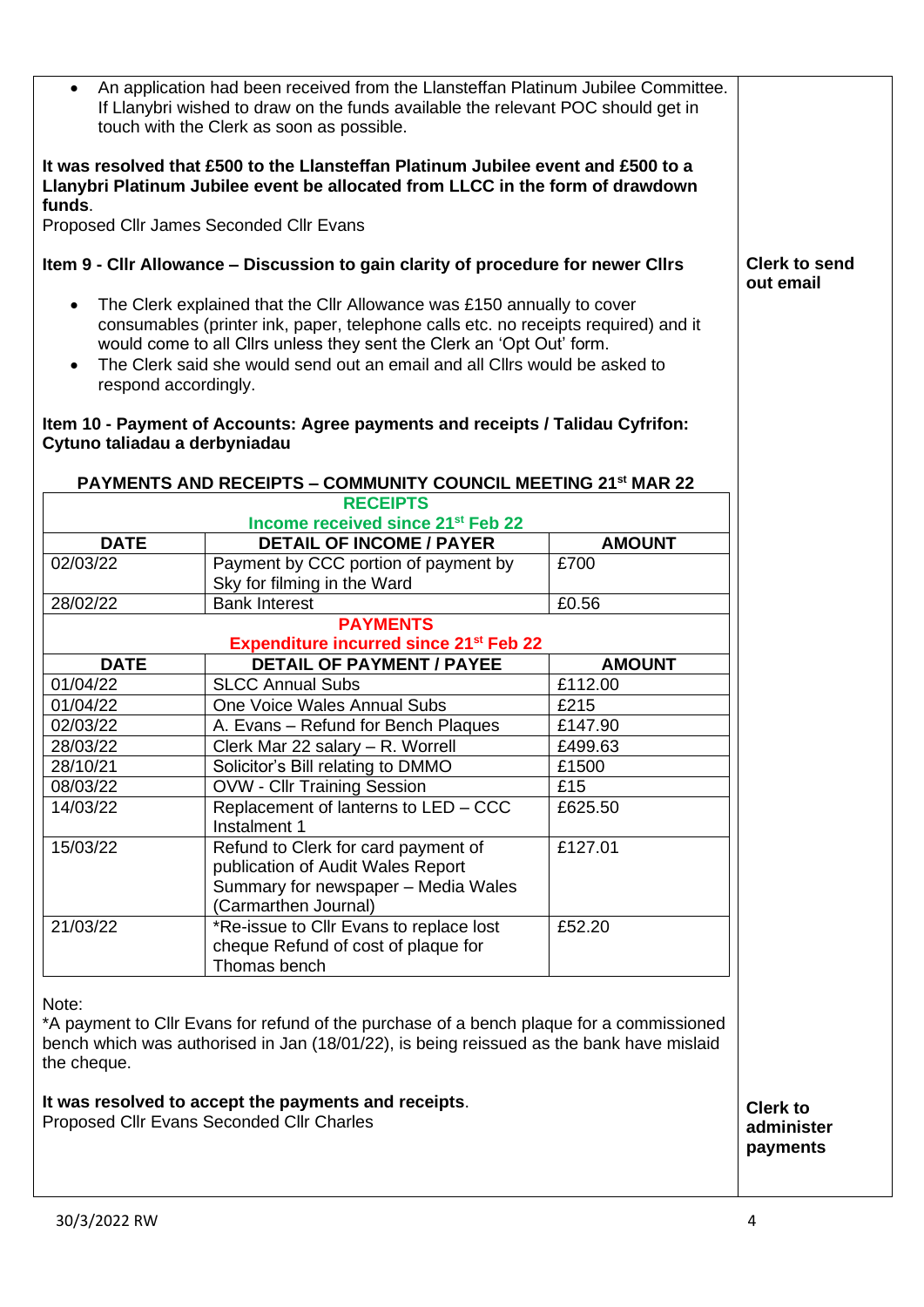- An application had been received from the Llansteffan Platinum Jubilee Committee. If Llanybri wished to draw on the funds available the relevant POC should get in touch with the Clerk as soon as possible.

**It was resolved that £500 to the Llansteffan Platinum Jubilee event and £500 to a Llanybri Platinum Jubilee event be allocated from LLCC in the form of drawdown funds**.
Proposed Cllr James Seconded Cllr Evans

**Item 9 - Cllr Allowance – Discussion to gain clarity of procedure for newer Cllrs**

**Clerk to send out email**

- The Clerk explained that the Cllr Allowance was £150 annually to cover consumables (printer ink, paper, telephone calls etc. no receipts required) and it would come to all Cllrs unless they sent the Clerk an 'Opt Out' form.
- The Clerk said she would send out an email and all Cllrs would be asked to respond accordingly.

**Item 10 - Payment of Accounts: Agree payments and receipts / Talidau Cyfrifon: Cytuno taliadau a derbyniadau**

**PAYMENTS AND RECEIPTS – COMMUNITY COUNCIL MEETING 21st MAR 22**

| RECEIPTS<br>Income received since 21st Feb 22 | | |
|---|---|---|
| **DATE** | **DETAIL OF INCOME / PAYER** | **AMOUNT** |
| 02/03/22 | Payment by CCC portion of payment by Sky for filming in the Ward | £700 |
| 28/02/22 | Bank Interest | £0.56 |
| **PAYMENTS**<br>**Expenditure incurred since 21st Feb 22** | | |
| **DATE** | **DETAIL OF PAYMENT / PAYEE** | **AMOUNT** |
| 01/04/22 | SLCC Annual Subs | £112.00 |
| 01/04/22 | One Voice Wales Annual Subs | £215 |
| 02/03/22 | A. Evans – Refund for Bench Plaques | £147.90 |
| 28/03/22 | Clerk Mar 22 salary – R. Worrell | £499.63 |
| 28/10/21 | Solicitor's Bill relating to DMMO | £1500 |
| 08/03/22 | OVW - Cllr Training Session | £15 |
| 14/03/22 | Replacement of lanterns to LED – CCC Instalment 1 | £625.50 |
| 15/03/22 | Refund to Clerk for card payment of publication of Audit Wales Report Summary for newspaper – Media Wales (Carmarthen Journal) | £127.01 |
| 21/03/22 | *Re-issue to Cllr Evans to replace lost cheque Refund of cost of plaque for Thomas bench | £52.20 |

Note:
*A payment to Cllr Evans for refund of the purchase of a bench plaque for a commissioned bench which was authorised in Jan (18/01/22), is being reissued as the bank have mislaid the cheque.

**It was resolved to accept the payments and receipts**.
Proposed Cllr Evans Seconded Cllr Charles

**Clerk to administer payments**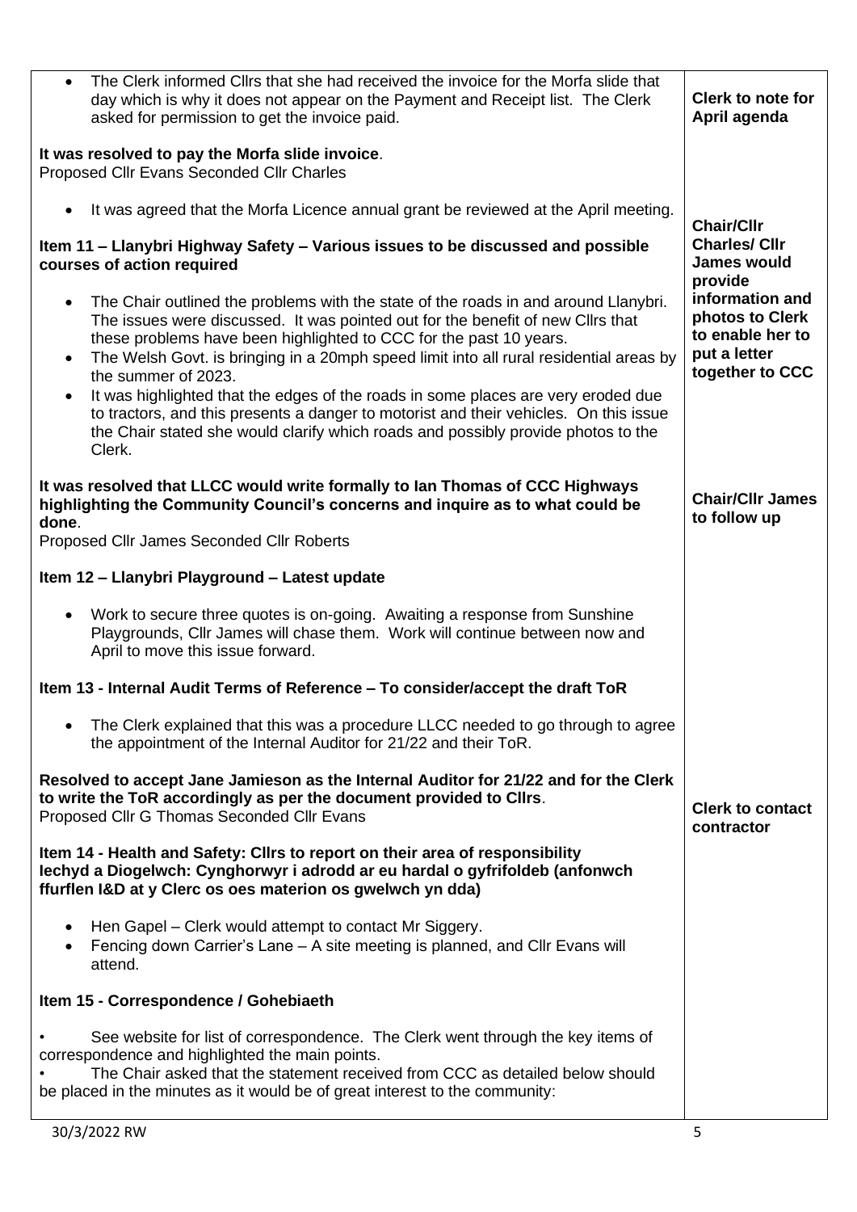| | |
|---|---|
| • The Clerk informed Cllrs that she had received the invoice for the Morfa slide that day which is why it does not appear on the Payment and Receipt list. The Clerk asked for permission to get the invoice paid.<br><br>**It was resolved to pay the Morfa slide invoice**.<br>Proposed Cllr Evans Seconded Cllr Charles<br><br>• It was agreed that the Morfa Licence annual grant be reviewed at the April meeting. | **Clerk to note for April agenda** |
| **Item 11 – Llanybri Highway Safety – Various issues to be discussed and possible courses of action required**<br><br>• The Chair outlined the problems with the state of the roads in and around Llanybri. The issues were discussed. It was pointed out for the benefit of new Cllrs that these problems have been highlighted to CCC for the past 10 years.<br>• The Welsh Govt. is bringing in a 20mph speed limit into all rural residential areas by the summer of 2023.<br>• It was highlighted that the edges of the roads in some places are very eroded due to tractors, and this presents a danger to motorist and their vehicles. On this issue the Chair stated she would clarify which roads and possibly provide photos to the Clerk. | **Chair/Cllr Charles/ Cllr James would provide information and photos to Clerk to enable her to put a letter together to CCC** |
| **It was resolved that LLCC would write formally to Ian Thomas of CCC Highways highlighting the Community Council's concerns and inquire as to what could be done**.<br>Proposed Cllr James Seconded Cllr Roberts | **Chair/Cllr James to follow up** |
| **Item 12 – Llanybri Playground – Latest update**<br><br>• Work to secure three quotes is on-going. Awaiting a response from Sunshine Playgrounds, Cllr James will chase them. Work will continue between now and April to move this issue forward. | |
| **Item 13 - Internal Audit Terms of Reference – To consider/accept the draft ToR**<br><br>• The Clerk explained that this was a procedure LLCC needed to go through to agree the appointment of the Internal Auditor for 21/22 and their ToR.<br><br>**Resolved to accept Jane Jamieson as the Internal Auditor for 21/22 and for the Clerk to write the ToR accordingly as per the document provided to Cllrs**.<br>Proposed Cllr G Thomas Seconded Cllr Evans | **Clerk to contact contractor** |
| **Item 14 - Health and Safety: Cllrs to report on their area of responsibility**<br>**Iechyd a Diogelwch: Cynghorwyr i adrodd ar eu hardal o gyfrifoldeb (anfonwch ffurflen I&D at y Clerc os oes materion os gwelwch yn dda)**<br><br>• Hen Gapel – Clerk would attempt to contact Mr Siggery.<br>• Fencing down Carrier's Lane – A site meeting is planned, and Cllr Evans will attend. | |
| **Item 15 - Correspondence / Gohebiaeth**<br><br>• See website for list of correspondence. The Clerk went through the key items of correspondence and highlighted the main points.<br>• The Chair asked that the statement received from CCC as detailed below should be placed in the minutes as it would be of great interest to the community: | |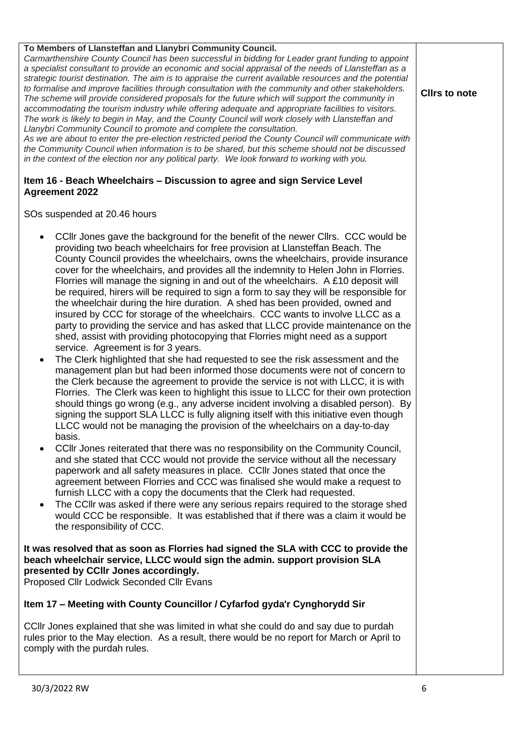**To Members of Llansteffan and Llanybri Community Council.**

*Carmarthenshire County Council has been successful in bidding for Leader grant funding to appoint a specialist consultant to provide an economic and social appraisal of the needs of Llansteffan as a strategic tourist destination. The aim is to appraise the current available resources and the potential to formalise and improve facilities through consultation with the community and other stakeholders. The scheme will provide considered proposals for the future which will support the community in accommodating the tourism industry while offering adequate and appropriate facilities to visitors. The work is likely to begin in May, and the County Council will work closely with Llansteffan and Llanybri Community Council to promote and complete the consultation.*

*As we are about to enter the pre-election restricted period the County Council will communicate with the Community Council when information is to be shared, but this scheme should not be discussed in the context of the election nor any political party. We look forward to working with you.*

**Cllrs to note**

### Item 16 - Beach Wheelchairs – Discussion to agree and sign Service Level Agreement 2022

SOs suspended at 20.46 hours

- CCllr Jones gave the background for the benefit of the newer Cllrs. CCC would be providing two beach wheelchairs for free provision at Llansteffan Beach. The County Council provides the wheelchairs, owns the wheelchairs, provide insurance cover for the wheelchairs, and provides all the indemnity to Helen John in Florries. Florries will manage the signing in and out of the wheelchairs. A £10 deposit will be required, hirers will be required to sign a form to say they will be responsible for the wheelchair during the hire duration. A shed has been provided, owned and insured by CCC for storage of the wheelchairs. CCC wants to involve LLCC as a party to providing the service and has asked that LLCC provide maintenance on the shed, assist with providing photocopying that Florries might need as a support service. Agreement is for 3 years.
- The Clerk highlighted that she had requested to see the risk assessment and the management plan but had been informed those documents were not of concern to the Clerk because the agreement to provide the service is not with LLCC, it is with Florries. The Clerk was keen to highlight this issue to LLCC for their own protection should things go wrong (e.g., any adverse incident involving a disabled person). By signing the support SLA LLCC is fully aligning itself with this initiative even though LLCC would not be managing the provision of the wheelchairs on a day-to-day basis.
- CCllr Jones reiterated that there was no responsibility on the Community Council, and she stated that CCC would not provide the service without all the necessary paperwork and all safety measures in place. CCllr Jones stated that once the agreement between Florries and CCC was finalised she would make a request to furnish LLCC with a copy the documents that the Clerk had requested.
- The CCllr was asked if there were any serious repairs required to the storage shed would CCC be responsible. It was established that if there was a claim it would be the responsibility of CCC.

**It was resolved that as soon as Florries had signed the SLA with CCC to provide the beach wheelchair service, LLCC would sign the admin. support provision SLA presented by CCllr Jones accordingly.**
Proposed Cllr Lodwick Seconded Cllr Evans

### Item 17 – Meeting with County Councillor / Cyfarfod gyda'r Cynghorydd Sir

CCllr Jones explained that she was limited in what she could do and say due to purdah rules prior to the May election. As a result, there would be no report for March or April to comply with the purdah rules.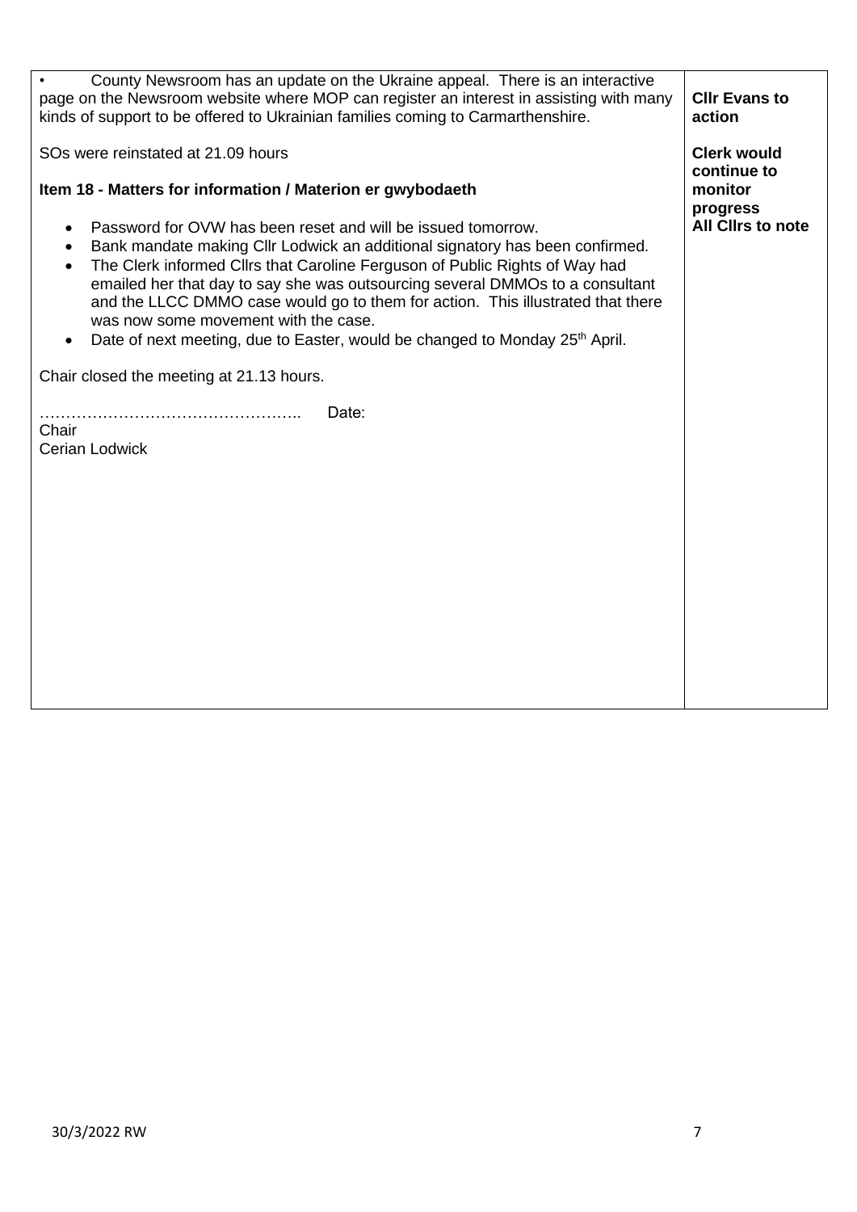| | |
|---|---|
| • County Newsroom has an update on the Ukraine appeal. There is an interactive page on the Newsroom website where MOP can register an interest in assisting with many kinds of support to be offered to Ukrainian families coming to Carmarthenshire. | **Cllr Evans to action** |
| SOs were reinstated at 21.09 hours | |
| **Item 18 - Matters for information / Materion er gwybodaeth** | |
| • Password for OVW has been reset and will be issued tomorrow.<br>• Bank mandate making Cllr Lodwick an additional signatory has been confirmed.<br>• The Clerk informed Cllrs that Caroline Ferguson of Public Rights of Way had emailed her that day to say she was outsourcing several DMMOs to a consultant and the LLCC DMMO case would go to them for action. This illustrated that there was now some movement with the case.<br>• Date of next meeting, due to Easter, would be changed to Monday 25th April. | **Clerk would continue to monitor progress**<br>**All Cllrs to note** |
| Chair closed the meeting at 21.13 hours. | |
| ………………………………………….. Date:<br>Chair<br>Cerian Lodwick | |

30/3/2022 RW